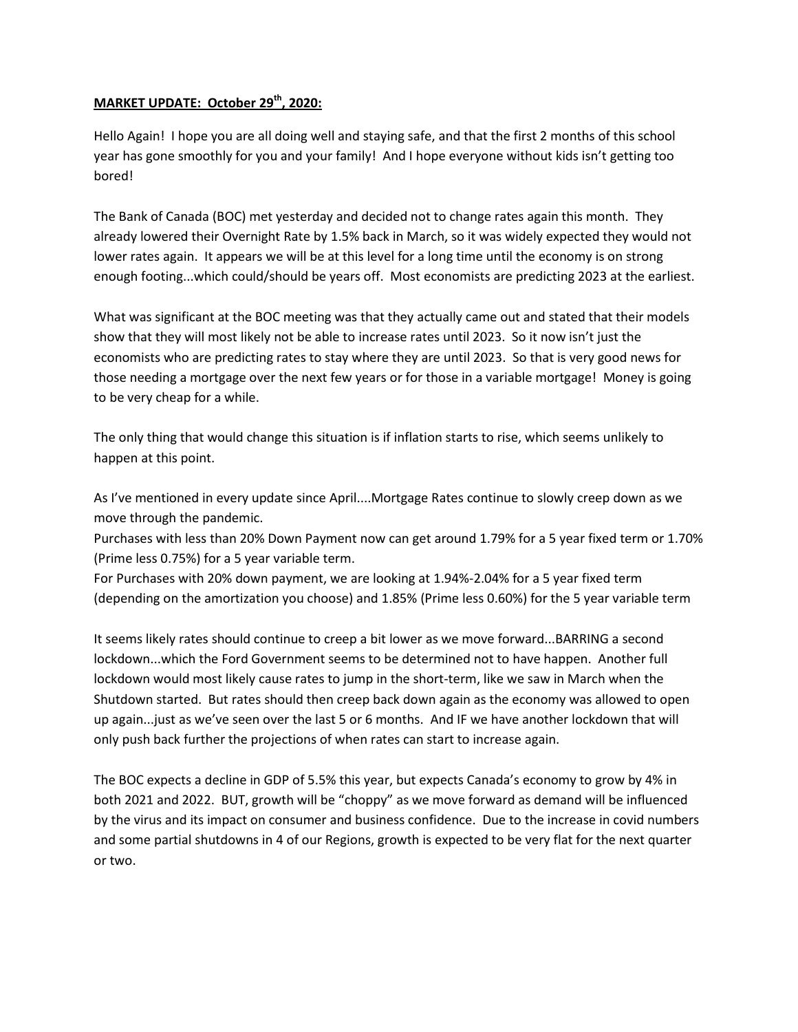**MARKET UPDATE: October 29th, 2020:**

Hello Again! I hope you are all doing well and staying safe, and that the first 2 months of this school year has gone smoothly for you and your family! And I hope everyone without kids isn't getting too bored!

The Bank of Canada (BOC) met yesterday and decided not to change rates again this month. They already lowered their Overnight Rate by 1.5% back in March, so it was widely expected they would not lower rates again. It appears we will be at this level for a long time until the economy is on strong enough footing...which could/should be years off. Most economists are predicting 2023 at the earliest.

What was significant at the BOC meeting was that they actually came out and stated that their models show that they will most likely not be able to increase rates until 2023. So it now isn't just the economists who are predicting rates to stay where they are until 2023. So that is very good news for those needing a mortgage over the next few years or for those in a variable mortgage! Money is going to be very cheap for a while.

The only thing that would change this situation is if inflation starts to rise, which seems unlikely to happen at this point.

As I've mentioned in every update since April....Mortgage Rates continue to slowly creep down as we move through the pandemic.
Purchases with less than 20% Down Payment now can get around 1.79% for a 5 year fixed term or 1.70% (Prime less 0.75%) for a 5 year variable term.
For Purchases with 20% down payment, we are looking at 1.94%-2.04% for a 5 year fixed term (depending on the amortization you choose) and 1.85% (Prime less 0.60%) for the 5 year variable term

It seems likely rates should continue to creep a bit lower as we move forward...BARRING a second lockdown...which the Ford Government seems to be determined not to have happen. Another full lockdown would most likely cause rates to jump in the short-term, like we saw in March when the Shutdown started. But rates should then creep back down again as the economy was allowed to open up again...just as we've seen over the last 5 or 6 months. And IF we have another lockdown that will only push back further the projections of when rates can start to increase again.

The BOC expects a decline in GDP of 5.5% this year, but expects Canada's economy to grow by 4% in both 2021 and 2022. BUT, growth will be "choppy" as we move forward as demand will be influenced by the virus and its impact on consumer and business confidence. Due to the increase in covid numbers and some partial shutdowns in 4 of our Regions, growth is expected to be very flat for the next quarter or two.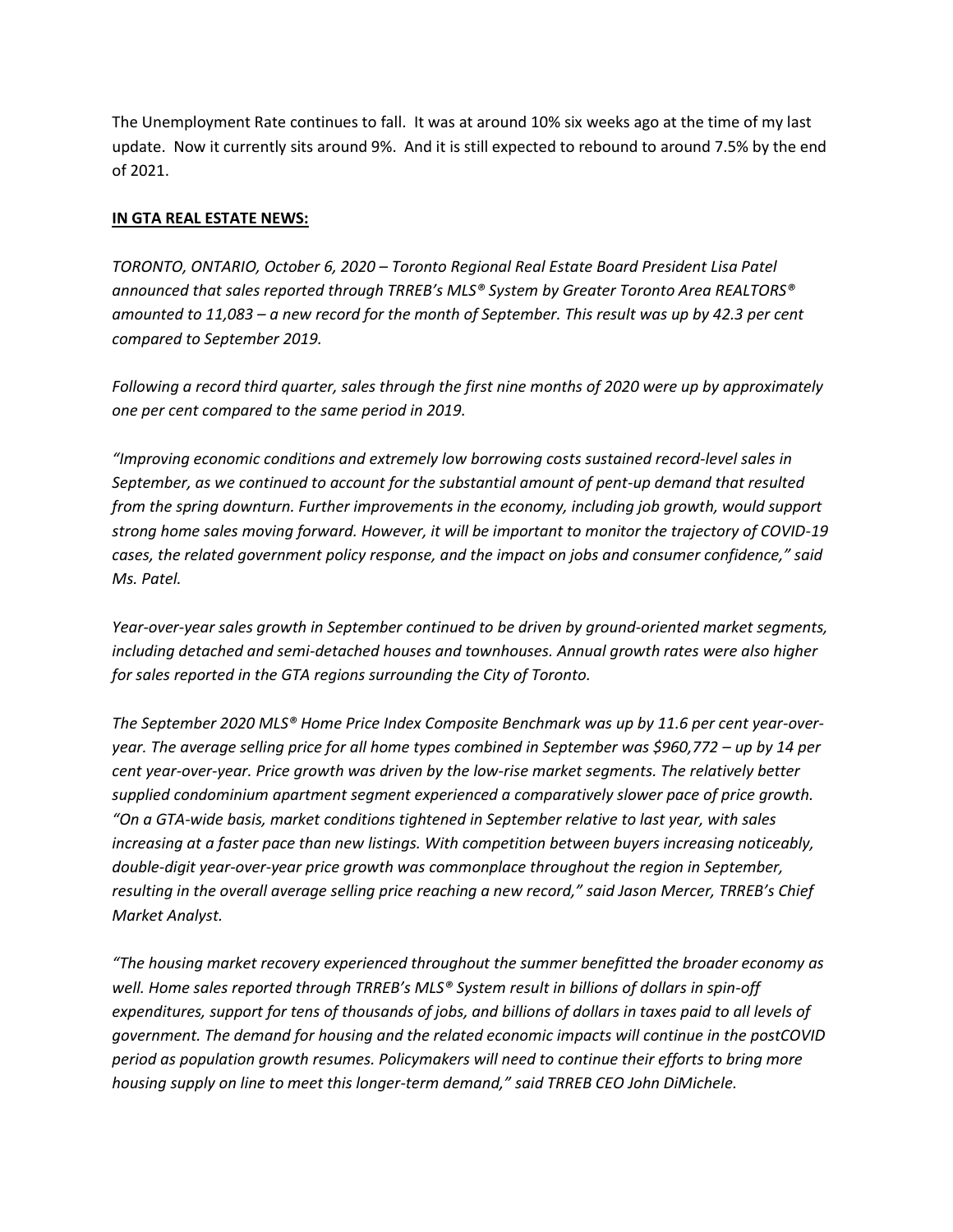The Unemployment Rate continues to fall. It was at around 10% six weeks ago at the time of my last update. Now it currently sits around 9%. And it is still expected to rebound to around 7.5% by the end of 2021.

**IN GTA REAL ESTATE NEWS:**

*TORONTO, ONTARIO, October 6, 2020 – Toronto Regional Real Estate Board President Lisa Patel announced that sales reported through TRREB's MLS® System by Greater Toronto Area REALTORS® amounted to 11,083 – a new record for the month of September. This result was up by 42.3 per cent compared to September 2019.*

*Following a record third quarter, sales through the first nine months of 2020 were up by approximately one per cent compared to the same period in 2019.*

*"Improving economic conditions and extremely low borrowing costs sustained record-level sales in September, as we continued to account for the substantial amount of pent-up demand that resulted from the spring downturn. Further improvements in the economy, including job growth, would support strong home sales moving forward. However, it will be important to monitor the trajectory of COVID-19 cases, the related government policy response, and the impact on jobs and consumer confidence," said Ms. Patel.*

*Year-over-year sales growth in September continued to be driven by ground-oriented market segments, including detached and semi-detached houses and townhouses. Annual growth rates were also higher for sales reported in the GTA regions surrounding the City of Toronto.*

*The September 2020 MLS® Home Price Index Composite Benchmark was up by 11.6 per cent year-over-year. The average selling price for all home types combined in September was $960,772 – up by 14 per cent year-over-year. Price growth was driven by the low-rise market segments. The relatively better supplied condominium apartment segment experienced a comparatively slower pace of price growth. "On a GTA-wide basis, market conditions tightened in September relative to last year, with sales increasing at a faster pace than new listings. With competition between buyers increasing noticeably, double-digit year-over-year price growth was commonplace throughout the region in September, resulting in the overall average selling price reaching a new record," said Jason Mercer, TRREB's Chief Market Analyst.*

*"The housing market recovery experienced throughout the summer benefitted the broader economy as well. Home sales reported through TRREB's MLS® System result in billions of dollars in spin-off expenditures, support for tens of thousands of jobs, and billions of dollars in taxes paid to all levels of government. The demand for housing and the related economic impacts will continue in the postCOVID period as population growth resumes. Policymakers will need to continue their efforts to bring more housing supply on line to meet this longer-term demand," said TRREB CEO John DiMichele.*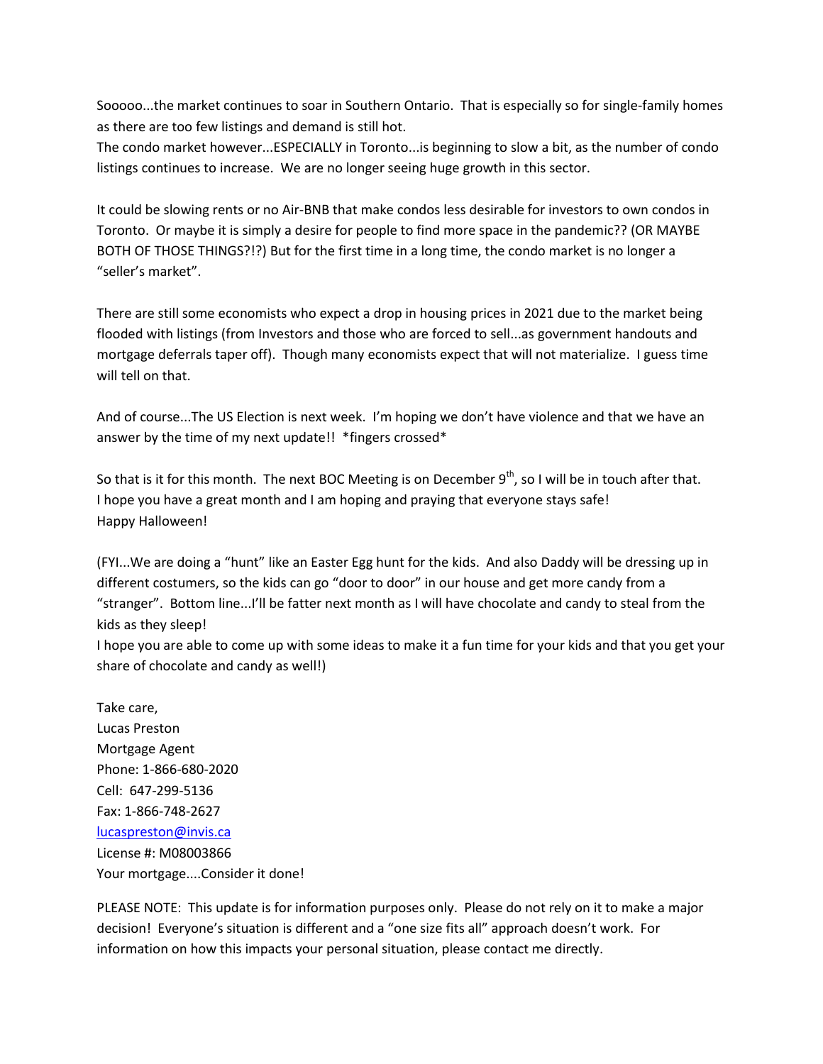Sooooo...the market continues to soar in Southern Ontario. That is especially so for single-family homes as there are too few listings and demand is still hot.
The condo market however...ESPECIALLY in Toronto...is beginning to slow a bit, as the number of condo listings continues to increase. We are no longer seeing huge growth in this sector.

It could be slowing rents or no Air-BNB that make condos less desirable for investors to own condos in Toronto. Or maybe it is simply a desire for people to find more space in the pandemic?? (OR MAYBE BOTH OF THOSE THINGS?!?) But for the first time in a long time, the condo market is no longer a "seller's market".

There are still some economists who expect a drop in housing prices in 2021 due to the market being flooded with listings (from Investors and those who are forced to sell...as government handouts and mortgage deferrals taper off). Though many economists expect that will not materialize. I guess time will tell on that.

And of course...The US Election is next week. I'm hoping we don't have violence and that we have an answer by the time of my next update!! *fingers crossed*

So that is it for this month. The next BOC Meeting is on December 9th, so I will be in touch after that.
I hope you have a great month and I am hoping and praying that everyone stays safe!
Happy Halloween!

(FYI...We are doing a "hunt" like an Easter Egg hunt for the kids. And also Daddy will be dressing up in different costumers, so the kids can go "door to door" in our house and get more candy from a "stranger". Bottom line...I'll be fatter next month as I will have chocolate and candy to steal from the kids as they sleep!
I hope you are able to come up with some ideas to make it a fun time for your kids and that you get your share of chocolate and candy as well!)

Take care,
Lucas Preston
Mortgage Agent
Phone: 1-866-680-2020
Cell: 647-299-5136
Fax: 1-866-748-2627
lucaspreston@invis.ca
License #: M08003866
Your mortgage....Consider it done!

PLEASE NOTE: This update is for information purposes only. Please do not rely on it to make a major decision! Everyone's situation is different and a "one size fits all" approach doesn't work. For information on how this impacts your personal situation, please contact me directly.